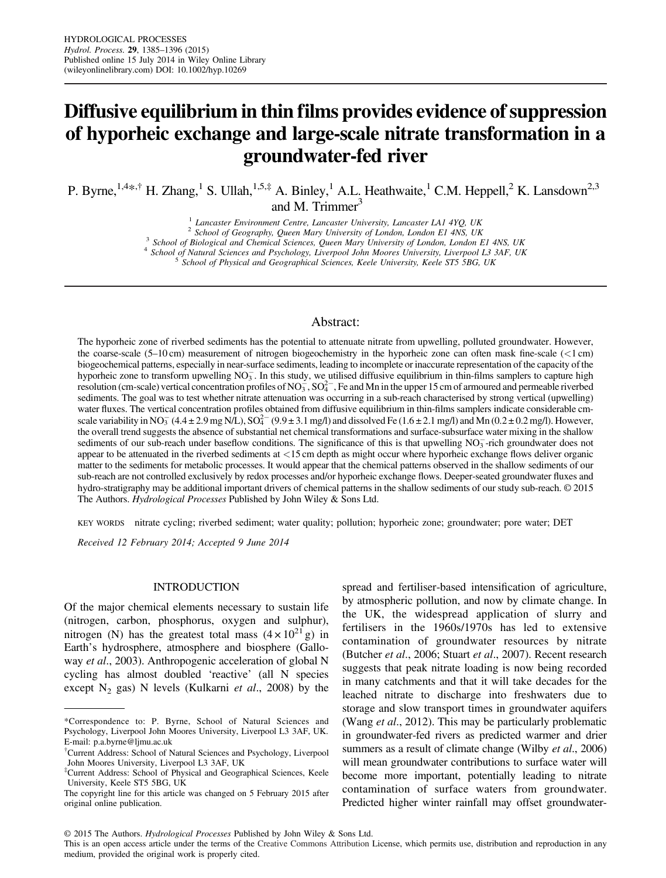HYDROLOGICAL PROCESSES
*Hydrol. Process.* **29**, 1385–1396 (2015)
Published online 15 July 2014 in Wiley Online Library
(wileyonlinelibrary.com) DOI: 10.1002/hyp.10269

# Diffusive equilibrium in thin films provides evidence of suppression of hyporheic exchange and large-scale nitrate transformation in a groundwater-fed river

P. Byrne,[1,4*,†] H. Zhang,[1] S. Ullah,[1,5,‡] A. Binley,[1] A.L. Heathwaite,[1] C.M. Heppell,[2] K. Lansdown[2,3] and M. Trimmer[3]

[1] Lancaster Environment Centre, Lancaster University, Lancaster LA1 4YQ, UK
[2] School of Geography, Queen Mary University of London, London E1 4NS, UK
[3] School of Biological and Chemical Sciences, Queen Mary University of London, London E1 4NS, UK
[4] School of Natural Sciences and Psychology, Liverpool John Moores University, Liverpool L3 3AF, UK
[5] School of Physical and Geographical Sciences, Keele University, Keele ST5 5BG, UK

## Abstract:

The hyporheic zone of riverbed sediments has the potential to attenuate nitrate from upwelling, polluted groundwater. However, the coarse-scale (5–10 cm) measurement of nitrogen biogeochemistry in the hyporheic zone can often mask fine-scale (<1 cm) biogeochemical patterns, especially in near-surface sediments, leading to incomplete or inaccurate representation of the capacity of the hyporheic zone to transform upwelling $NO_3^-$. In this study, we utilised diffusive equilibrium in thin-films samplers to capture high resolution (cm-scale) vertical concentration profiles of $NO_3^-$, $SO_4^{2-}$, Fe and Mn in the upper 15 cm of armoured and permeable riverbed sediments. The goal was to test whether nitrate attenuation was occurring in a sub-reach characterised by strong vertical (upwelling) water fluxes. The vertical concentration profiles obtained from diffusive equilibrium in thin-films samplers indicate considerable cm-scale variability in $NO_3^-$ (4.4 ± 2.9 mg N/L), $SO_4^{2-}$ (9.9 ± 3.1 mg/l) and dissolved Fe (1.6 ± 2.1 mg/l) and Mn (0.2 ± 0.2 mg/l). However, the overall trend suggests the absence of substantial net chemical transformations and surface-subsurface water mixing in the shallow sediments of our sub-reach under baseflow conditions. The significance of this is that upwelling $NO_3^-$-rich groundwater does not appear to be attenuated in the riverbed sediments at <15 cm depth as might occur where hyporheic exchange flows deliver organic matter to the sediments for metabolic processes. It would appear that the chemical patterns observed in the shallow sediments of our sub-reach are not controlled exclusively by redox processes and/or hyporheic exchange flows. Deeper-seated groundwater fluxes and hydro-stratigraphy may be additional important drivers of chemical patterns in the shallow sediments of our study sub-reach. © 2015 The Authors. *Hydrological Processes* Published by John Wiley & Sons Ltd.

KEY WORDS nitrate cycling; riverbed sediment; water quality; pollution; hyporheic zone; groundwater; pore water; DET

*Received 12 February 2014; Accepted 9 June 2014*

## INTRODUCTION

Of the major chemical elements necessary to sustain life (nitrogen, carbon, phosphorus, oxygen and sulphur), nitrogen (N) has the greatest total mass ($4 \times 10^{21}$ g) in Earth's hydrosphere, atmosphere and biosphere (Galloway *et al*., 2003). Anthropogenic acceleration of global N cycling has almost doubled 'reactive' (all N species except $N_2$ gas) N levels (Kulkarni *et al*., 2008) by the spread and fertiliser-based intensification of agriculture, by atmospheric pollution, and now by climate change. In the UK, the widespread application of slurry and fertilisers in the 1960s/1970s has led to extensive contamination of groundwater resources by nitrate (Butcher *et al*., 2006; Stuart *et al*., 2007). Recent research suggests that peak nitrate loading is now being recorded in many catchments and that it will take decades for the leached nitrate to discharge into freshwaters due to storage and slow transport times in groundwater aquifers (Wang *et al*., 2012). This may be particularly problematic in groundwater-fed rivers as predicted warmer and drier summers as a result of climate change (Wilby *et al*., 2006) will mean groundwater contributions to surface water will become more important, potentially leading to nitrate contamination of surface waters from groundwater. Predicted higher winter rainfall may offset groundwater-

*Correspondence to: P. Byrne, School of Natural Sciences and Psychology, Liverpool John Moores University, Liverpool L3 3AF, UK. E-mail: p.a.byrne@ljmu.ac.uk

†Current Address: School of Natural Sciences and Psychology, Liverpool John Moores University, Liverpool L3 3AF, UK

‡Current Address: School of Physical and Geographical Sciences, Keele University, Keele ST5 5BG, UK

The copyright line for this article was changed on 5 February 2015 after original online publication.

© 2015 The Authors. *Hydrological Processes* Published by John Wiley & Sons Ltd.
This is an open access article under the terms of the Creative Commons Attribution License, which permits use, distribution and reproduction in any medium, provided the original work is properly cited.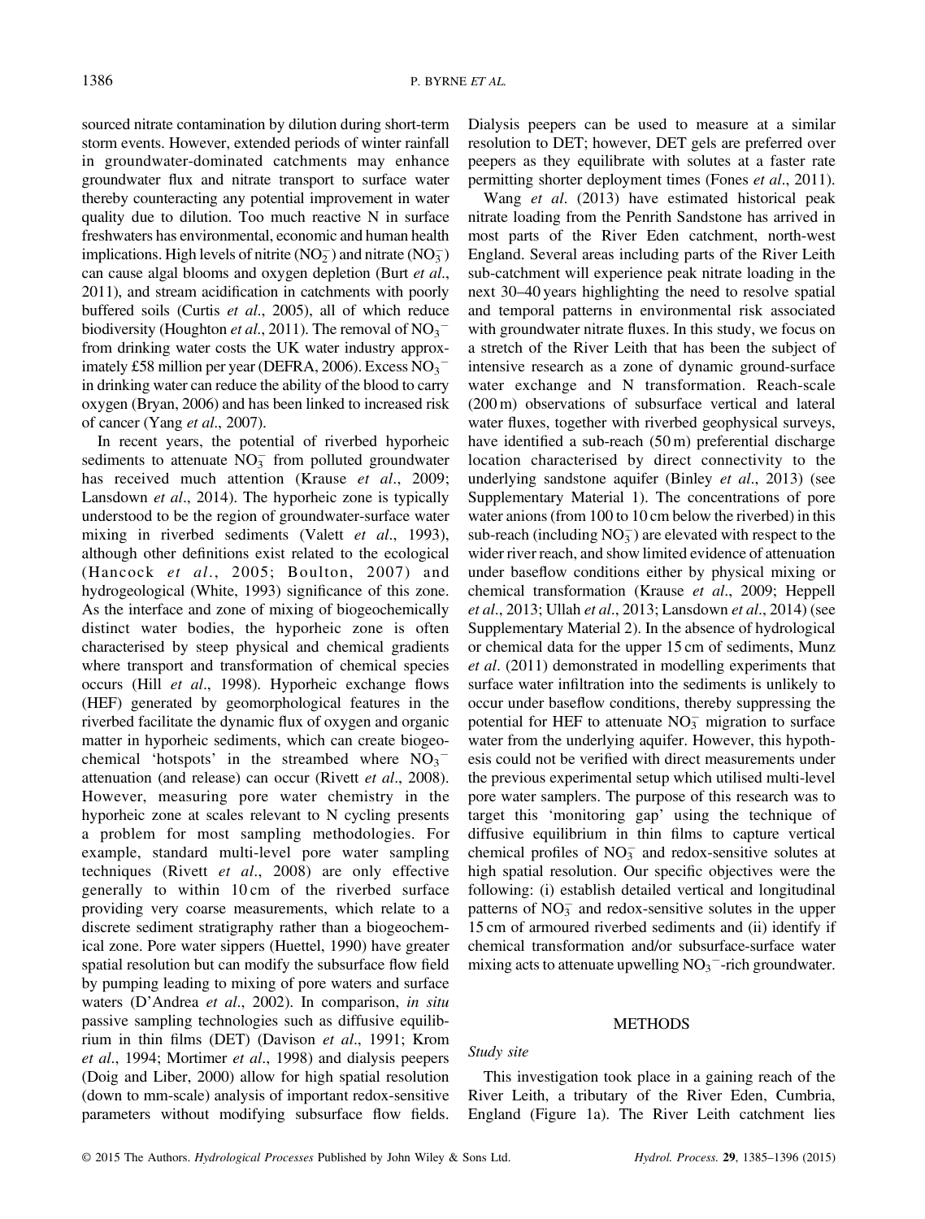sourced nitrate contamination by dilution during short-term storm events. However, extended periods of winter rainfall in groundwater-dominated catchments may enhance groundwater flux and nitrate transport to surface water thereby counteracting any potential improvement in water quality due to dilution. Too much reactive N in surface freshwaters has environmental, economic and human health implications. High levels of nitrite ($NO_2^-$) and nitrate ($NO_3^-$) can cause algal blooms and oxygen depletion (Burt *et al*., 2011), and stream acidification in catchments with poorly buffered soils (Curtis *et al*., 2005), all of which reduce biodiversity (Houghton *et al*., 2011). The removal of $NO_3^-$ from drinking water costs the UK water industry approximately £58 million per year (DEFRA, 2006). Excess $NO_3^-$ in drinking water can reduce the ability of the blood to carry oxygen (Bryan, 2006) and has been linked to increased risk of cancer (Yang *et al*., 2007).

In recent years, the potential of riverbed hyporheic sediments to attenuate $NO_3^-$ from polluted groundwater has received much attention (Krause *et al*., 2009; Lansdown *et al*., 2014). The hyporheic zone is typically understood to be the region of groundwater-surface water mixing in riverbed sediments (Valett *et al*., 1993), although other definitions exist related to the ecological (Hancock *et al*., 2005; Boulton, 2007) and hydrogeological (White, 1993) significance of this zone. As the interface and zone of mixing of biogeochemically distinct water bodies, the hyporheic zone is often characterised by steep physical and chemical gradients where transport and transformation of chemical species occurs (Hill *et al*., 1998). Hyporheic exchange flows (HEF) generated by geomorphological features in the riverbed facilitate the dynamic flux of oxygen and organic matter in hyporheic sediments, which can create biogeochemical 'hotspots' in the streambed where $NO_3^-$ attenuation (and release) can occur (Rivett *et al*., 2008). However, measuring pore water chemistry in the hyporheic zone at scales relevant to N cycling presents a problem for most sampling methodologies. For example, standard multi-level pore water sampling techniques (Rivett *et al*., 2008) are only effective generally to within 10 cm of the riverbed surface providing very coarse measurements, which relate to a discrete sediment stratigraphy rather than a biogeochemical zone. Pore water sippers (Huettel, 1990) have greater spatial resolution but can modify the subsurface flow field by pumping leading to mixing of pore waters and surface waters (D'Andrea *et al*., 2002). In comparison, *in situ* passive sampling technologies such as diffusive equilibrium in thin films (DET) (Davison *et al*., 1991; Krom *et al*., 1994; Mortimer *et al*., 1998) and dialysis peepers (Doig and Liber, 2000) allow for high spatial resolution (down to mm-scale) analysis of important redox-sensitive parameters without modifying subsurface flow fields. Dialysis peepers can be used to measure at a similar resolution to DET; however, DET gels are preferred over peepers as they equilibrate with solutes at a faster rate permitting shorter deployment times (Fones *et al*., 2011).

Wang *et al*. (2013) have estimated historical peak nitrate loading from the Penrith Sandstone has arrived in most parts of the River Eden catchment, north-west England. Several areas including parts of the River Leith sub-catchment will experience peak nitrate loading in the next 30–40 years highlighting the need to resolve spatial and temporal patterns in environmental risk associated with groundwater nitrate fluxes. In this study, we focus on a stretch of the River Leith that has been the subject of intensive research as a zone of dynamic ground-surface water exchange and N transformation. Reach-scale (200 m) observations of subsurface vertical and lateral water fluxes, together with riverbed geophysical surveys, have identified a sub-reach (50 m) preferential discharge location characterised by direct connectivity to the underlying sandstone aquifer (Binley *et al*., 2013) (see Supplementary Material 1). The concentrations of pore water anions (from 100 to 10 cm below the riverbed) in this sub-reach (including $NO_3^-$) are elevated with respect to the wider river reach, and show limited evidence of attenuation under baseflow conditions either by physical mixing or chemical transformation (Krause *et al*., 2009; Heppell *et al*., 2013; Ullah *et al*., 2013; Lansdown *et al*., 2014) (see Supplementary Material 2). In the absence of hydrological or chemical data for the upper 15 cm of sediments, Munz *et al*. (2011) demonstrated in modelling experiments that surface water infiltration into the sediments is unlikely to occur under baseflow conditions, thereby suppressing the potential for HEF to attenuate $NO_3^-$ migration to surface water from the underlying aquifer. However, this hypothesis could not be verified with direct measurements under the previous experimental setup which utilised multi-level pore water samplers. The purpose of this research was to target this 'monitoring gap' using the technique of diffusive equilibrium in thin films to capture vertical chemical profiles of $NO_3^-$ and redox-sensitive solutes at high spatial resolution. Our specific objectives were the following: (i) establish detailed vertical and longitudinal patterns of $NO_3^-$ and redox-sensitive solutes in the upper 15 cm of armoured riverbed sediments and (ii) identify if chemical transformation and/or subsurface-surface water mixing acts to attenuate upwelling $NO_3^-$-rich groundwater.

## METHODS

### *Study site*

This investigation took place in a gaining reach of the River Leith, a tributary of the River Eden, Cumbria, England (Figure 1a). The River Leith catchment lies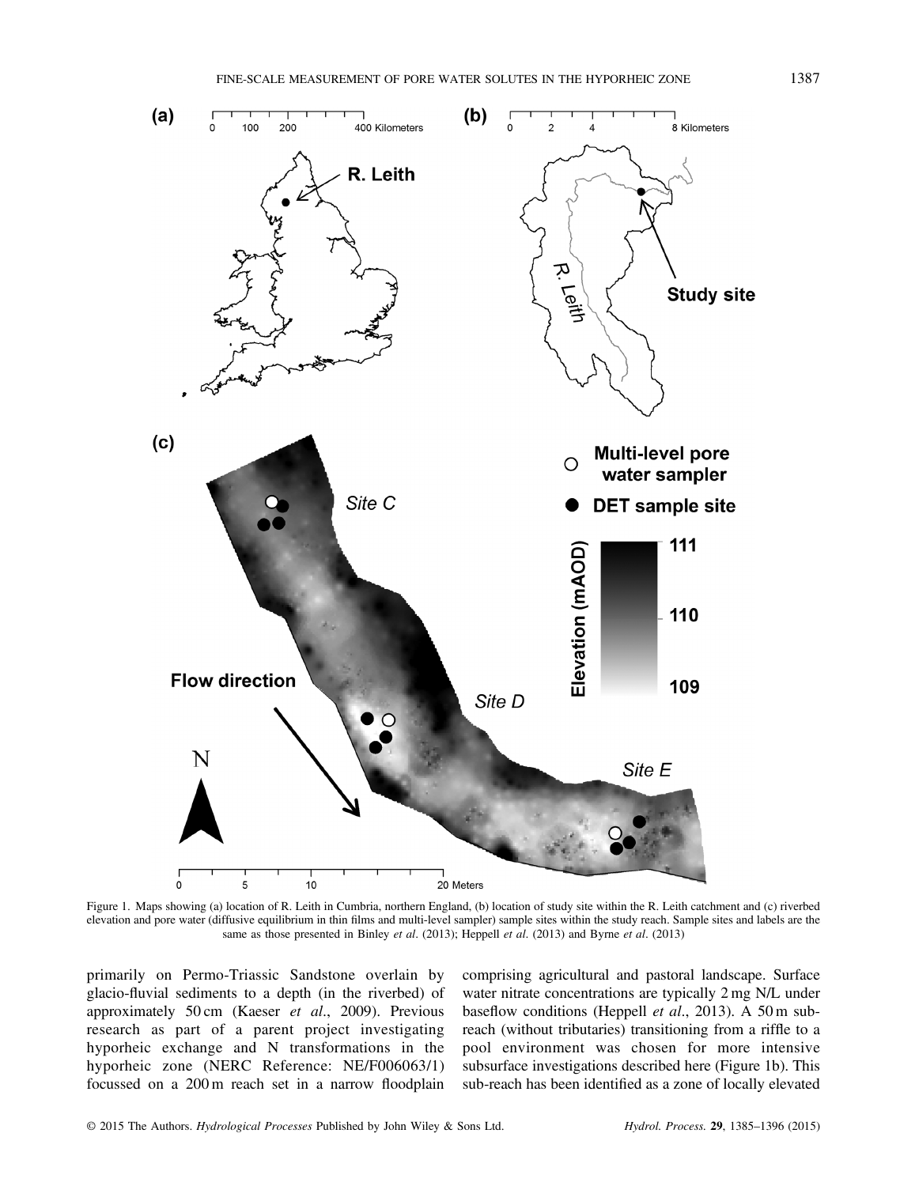Figure 1. Maps showing (a) location of R. Leith in Cumbria, northern England, (b) location of study site within the R. Leith catchment and (c) riverbed elevation and pore water (diffusive equilibrium in thin films and multi-level sampler) sample sites within the study reach. Sample sites and labels are the same as those presented in Binley *et al*. (2013); Heppell *et al*. (2013) and Byrne *et al*. (2013)

primarily on Permo-Triassic Sandstone overlain by glacio-fluvial sediments to a depth (in the riverbed) of approximately 50 cm (Kaeser *et al*., 2009). Previous research as part of a parent project investigating hyporheic exchange and N transformations in the hyporheic zone (NERC Reference: NE/F006063/1) focussed on a 200 m reach set in a narrow floodplain comprising agricultural and pastoral landscape. Surface water nitrate concentrations are typically 2 mg N/L under baseflow conditions (Heppell *et al*., 2013). A 50 m sub-reach (without tributaries) transitioning from a riffle to a pool environment was chosen for more intensive subsurface investigations described here (Figure 1b). This sub-reach has been identified as a zone of locally elevated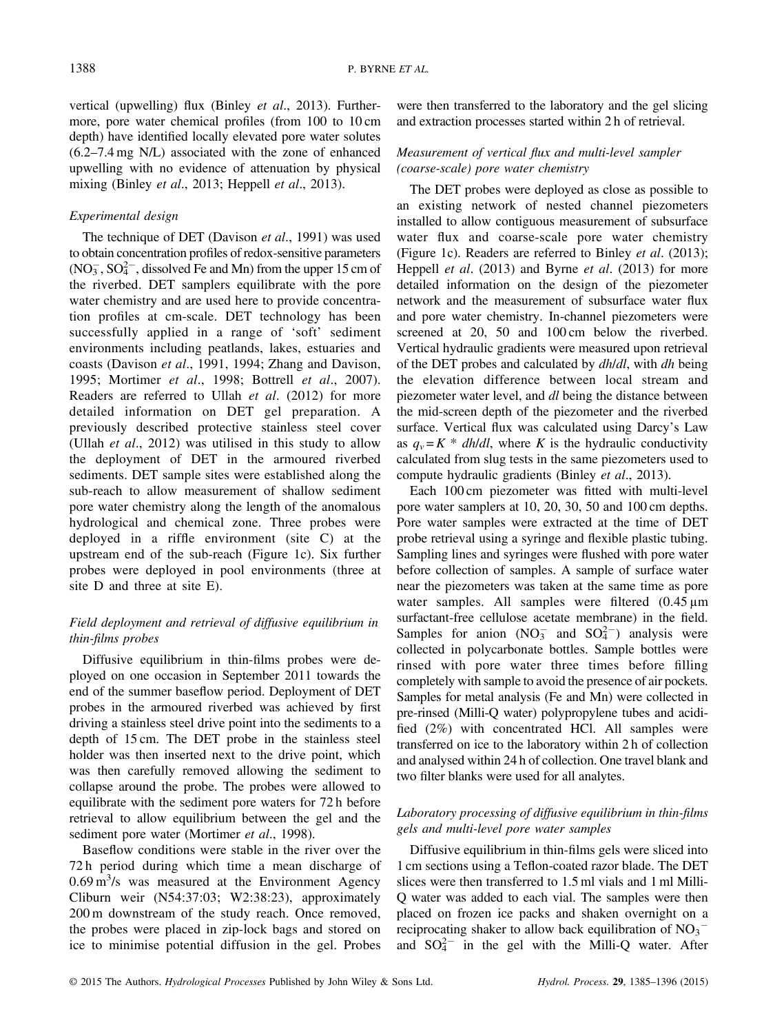vertical (upwelling) flux (Binley *et al*., 2013). Furthermore, pore water chemical profiles (from 100 to 10 cm depth) have identified locally elevated pore water solutes (6.2–7.4 mg N/L) associated with the zone of enhanced upwelling with no evidence of attenuation by physical mixing (Binley *et al*., 2013; Heppell *et al*., 2013).

### *Experimental design*

The technique of DET (Davison *et al*., 1991) was used to obtain concentration profiles of redox-sensitive parameters ($NO_3^-$, $SO_4^{2-}$, dissolved Fe and Mn) from the upper 15 cm of the riverbed. DET samplers equilibrate with the pore water chemistry and are used here to provide concentration profiles at cm-scale. DET technology has been successfully applied in a range of 'soft' sediment environments including peatlands, lakes, estuaries and coasts (Davison *et al*., 1991, 1994; Zhang and Davison, 1995; Mortimer *et al*., 1998; Bottrell *et al*., 2007). Readers are referred to Ullah *et al*. (2012) for more detailed information on DET gel preparation. A previously described protective stainless steel cover (Ullah *et al*., 2012) was utilised in this study to allow the deployment of DET in the armoured riverbed sediments. DET sample sites were established along the sub-reach to allow measurement of shallow sediment pore water chemistry along the length of the anomalous hydrological and chemical zone. Three probes were deployed in a riffle environment (site C) at the upstream end of the sub-reach (Figure 1c). Six further probes were deployed in pool environments (three at site D and three at site E).

### *Field deployment and retrieval of diffusive equilibrium in thin-films probes*

Diffusive equilibrium in thin-films probes were deployed on one occasion in September 2011 towards the end of the summer baseflow period. Deployment of DET probes in the armoured riverbed was achieved by first driving a stainless steel drive point into the sediments to a depth of 15 cm. The DET probe in the stainless steel holder was then inserted next to the drive point, which was then carefully removed allowing the sediment to collapse around the probe. The probes were allowed to equilibrate with the sediment pore waters for 72 h before retrieval to allow equilibrium between the gel and the sediment pore water (Mortimer *et al*., 1998).

Baseflow conditions were stable in the river over the 72 h period during which time a mean discharge of 0.69 $m^3$/s was measured at the Environment Agency Cliburn weir (N54:37:03; W2:38:23), approximately 200 m downstream of the study reach. Once removed, the probes were placed in zip-lock bags and stored on ice to minimise potential diffusion in the gel. Probes were then transferred to the laboratory and the gel slicing and extraction processes started within 2 h of retrieval.

### *Measurement of vertical flux and multi-level sampler (coarse-scale) pore water chemistry*

The DET probes were deployed as close as possible to an existing network of nested channel piezometers installed to allow contiguous measurement of subsurface water flux and coarse-scale pore water chemistry (Figure 1c). Readers are referred to Binley *et al*. (2013); Heppell *et al*. (2013) and Byrne *et al*. (2013) for more detailed information on the design of the piezometer network and the measurement of subsurface water flux and pore water chemistry. In-channel piezometers were screened at 20, 50 and 100 cm below the riverbed. Vertical hydraulic gradients were measured upon retrieval of the DET probes and calculated by $dh/dl$, with $dh$ being the elevation difference between local stream and piezometer water level, and $dl$ being the distance between the mid-screen depth of the piezometer and the riverbed surface. Vertical flux was calculated using Darcy's Law as $q_v = K * dh/dl$, where $K$ is the hydraulic conductivity calculated from slug tests in the same piezometers used to compute hydraulic gradients (Binley *et al*., 2013).

Each 100 cm piezometer was fitted with multi-level pore water samplers at 10, 20, 30, 50 and 100 cm depths. Pore water samples were extracted at the time of DET probe retrieval using a syringe and flexible plastic tubing. Sampling lines and syringes were flushed with pore water before collection of samples. A sample of surface water near the piezometers was taken at the same time as pore water samples. All samples were filtered (0.45 μm surfactant-free cellulose acetate membrane) in the field. Samples for anion ($NO_3^-$ and $SO_4^{2-}$) analysis were collected in polycarbonate bottles. Sample bottles were rinsed with pore water three times before filling completely with sample to avoid the presence of air pockets. Samples for metal analysis (Fe and Mn) were collected in pre-rinsed (Milli-Q water) polypropylene tubes and acidified (2%) with concentrated HCl. All samples were transferred on ice to the laboratory within 2 h of collection and analysed within 24 h of collection. One travel blank and two filter blanks were used for all analytes.

### *Laboratory processing of diffusive equilibrium in thin-films gels and multi-level pore water samples*

Diffusive equilibrium in thin-films gels were sliced into 1 cm sections using a Teflon-coated razor blade. The DET slices were then transferred to 1.5 ml vials and 1 ml Milli-Q water was added to each vial. The samples were then placed on frozen ice packs and shaken overnight on a reciprocating shaker to allow back equilibration of $NO_3^-$ and $SO_4^{2-}$ in the gel with the Milli-Q water. After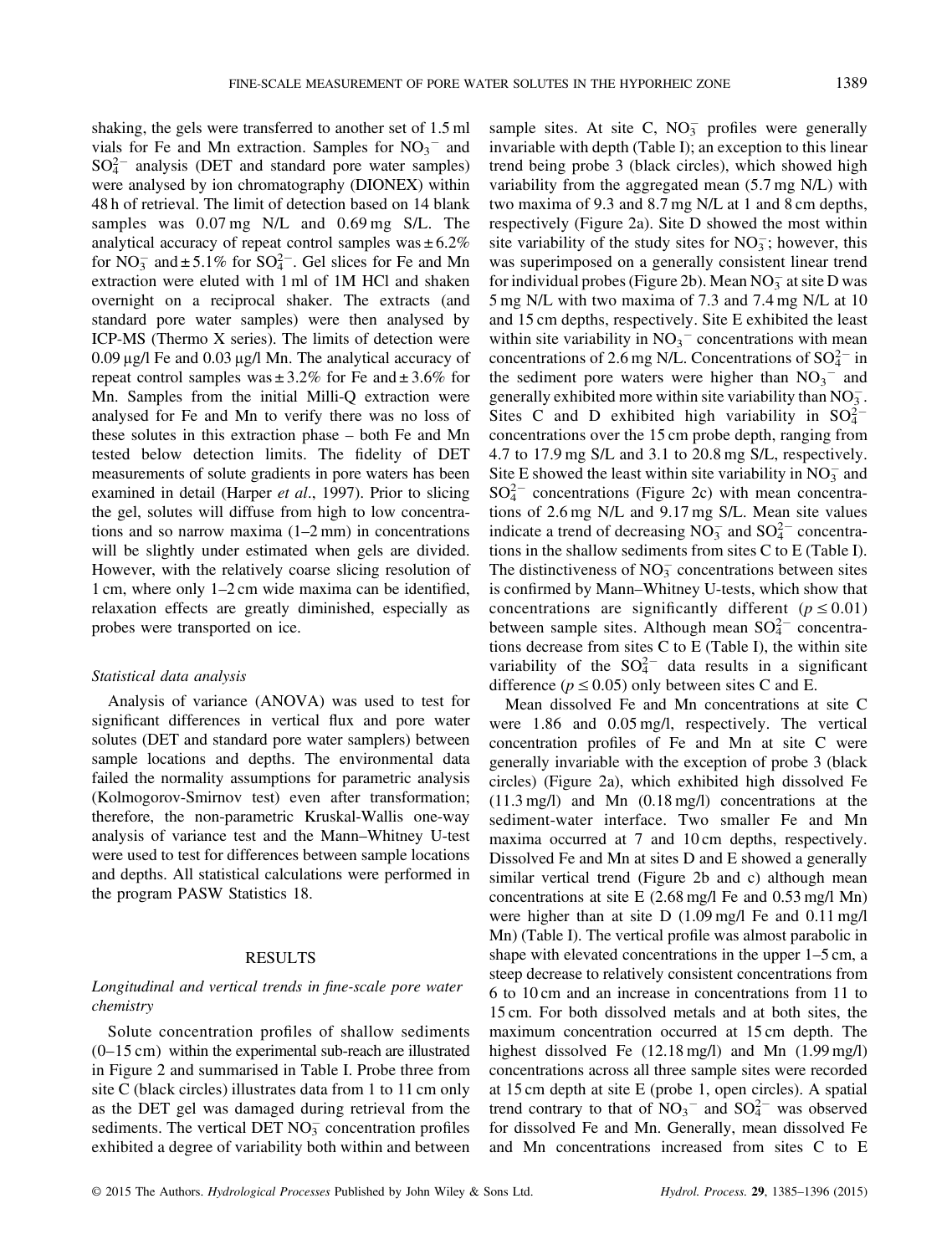shaking, the gels were transferred to another set of 1.5 ml vials for Fe and Mn extraction. Samples for $NO_3^-$ and $SO_4^{2-}$ analysis (DET and standard pore water samples) were analysed by ion chromatography (DIONEX) within 48 h of retrieval. The limit of detection based on 14 blank samples was 0.07 mg N/L and 0.69 mg S/L. The analytical accuracy of repeat control samples was ± 6.2% for $NO_3^-$ and ± 5.1% for $SO_4^{2-}$. Gel slices for Fe and Mn extraction were eluted with 1 ml of 1M HCl and shaken overnight on a reciprocal shaker. The extracts (and standard pore water samples) were then analysed by ICP-MS (Thermo X series). The limits of detection were 0.09 µg/l Fe and 0.03 µg/l Mn. The analytical accuracy of repeat control samples was ± 3.2% for Fe and ± 3.6% for Mn. Samples from the initial Milli-Q extraction were analysed for Fe and Mn to verify there was no loss of these solutes in this extraction phase – both Fe and Mn tested below detection limits. The fidelity of DET measurements of solute gradients in pore waters has been examined in detail (Harper *et al*., 1997). Prior to slicing the gel, solutes will diffuse from high to low concentrations and so narrow maxima (1–2 mm) in concentrations will be slightly under estimated when gels are divided. However, with the relatively coarse slicing resolution of 1 cm, where only 1–2 cm wide maxima can be identified, relaxation effects are greatly diminished, especially as probes were transported on ice.

### *Statistical data analysis*

Analysis of variance (ANOVA) was used to test for significant differences in vertical flux and pore water solutes (DET and standard pore water samplers) between sample locations and depths. The environmental data failed the normality assumptions for parametric analysis (Kolmogorov-Smirnov test) even after transformation; therefore, the non-parametric Kruskal-Wallis one-way analysis of variance test and the Mann–Whitney U-test were used to test for differences between sample locations and depths. All statistical calculations were performed in the program PASW Statistics 18.

## RESULTS

### *Longitudinal and vertical trends in fine-scale pore water chemistry*

Solute concentration profiles of shallow sediments (0–15 cm) within the experimental sub-reach are illustrated in Figure 2 and summarised in Table I. Probe three from site C (black circles) illustrates data from 1 to 11 cm only as the DET gel was damaged during retrieval from the sediments. The vertical DET $NO_3^-$ concentration profiles exhibited a degree of variability both within and between sample sites. At site C, $NO_3^-$ profiles were generally invariable with depth (Table I); an exception to this linear trend being probe 3 (black circles), which showed high variability from the aggregated mean (5.7 mg N/L) with two maxima of 9.3 and 8.7 mg N/L at 1 and 8 cm depths, respectively (Figure 2a). Site D showed the most within site variability of the study sites for $NO_3^-$; however, this was superimposed on a generally consistent linear trend for individual probes (Figure 2b). Mean $NO_3^-$ at site D was 5 mg N/L with two maxima of 7.3 and 7.4 mg N/L at 10 and 15 cm depths, respectively. Site E exhibited the least within site variability in $NO_3^-$ concentrations with mean concentrations of 2.6 mg N/L. Concentrations of $SO_4^{2-}$ in the sediment pore waters were higher than $NO_3^-$ and generally exhibited more within site variability than $NO_3^-$. Sites C and D exhibited high variability in $SO_4^{2-}$ concentrations over the 15 cm probe depth, ranging from 4.7 to 17.9 mg S/L and 3.1 to 20.8 mg S/L, respectively. Site E showed the least within site variability in $NO_3^-$ and $SO_4^{2-}$ concentrations (Figure 2c) with mean concentrations of 2.6 mg N/L and 9.17 mg S/L. Mean site values indicate a trend of decreasing $NO_3^-$ and $SO_4^{2-}$ concentrations in the shallow sediments from sites C to E (Table I). The distinctiveness of $NO_3^-$ concentrations between sites is confirmed by Mann–Whitney U-tests, which show that concentrations are significantly different ($p \leq 0.01$) between sample sites. Although mean $SO_4^{2-}$ concentrations decrease from sites C to E (Table I), the within site variability of the $SO_4^{2-}$ data results in a significant difference ($p \leq 0.05$) only between sites C and E.

Mean dissolved Fe and Mn concentrations at site C were 1.86 and 0.05 mg/l, respectively. The vertical concentration profiles of Fe and Mn at site C were generally invariable with the exception of probe 3 (black circles) (Figure 2a), which exhibited high dissolved Fe (11.3 mg/l) and Mn (0.18 mg/l) concentrations at the sediment-water interface. Two smaller Fe and Mn maxima occurred at 7 and 10 cm depths, respectively. Dissolved Fe and Mn at sites D and E showed a generally similar vertical trend (Figure 2b and c) although mean concentrations at site E (2.68 mg/l Fe and 0.53 mg/l Mn) were higher than at site D (1.09 mg/l Fe and 0.11 mg/l Mn) (Table I). The vertical profile was almost parabolic in shape with elevated concentrations in the upper 1–5 cm, a steep decrease to relatively consistent concentrations from 6 to 10 cm and an increase in concentrations from 11 to 15 cm. For both dissolved metals and at both sites, the maximum concentration occurred at 15 cm depth. The highest dissolved Fe (12.18 mg/l) and Mn (1.99 mg/l) concentrations across all three sample sites were recorded at 15 cm depth at site E (probe 1, open circles). A spatial trend contrary to that of $NO_3^-$ and $SO_4^{2-}$ was observed for dissolved Fe and Mn. Generally, mean dissolved Fe and Mn concentrations increased from sites C to E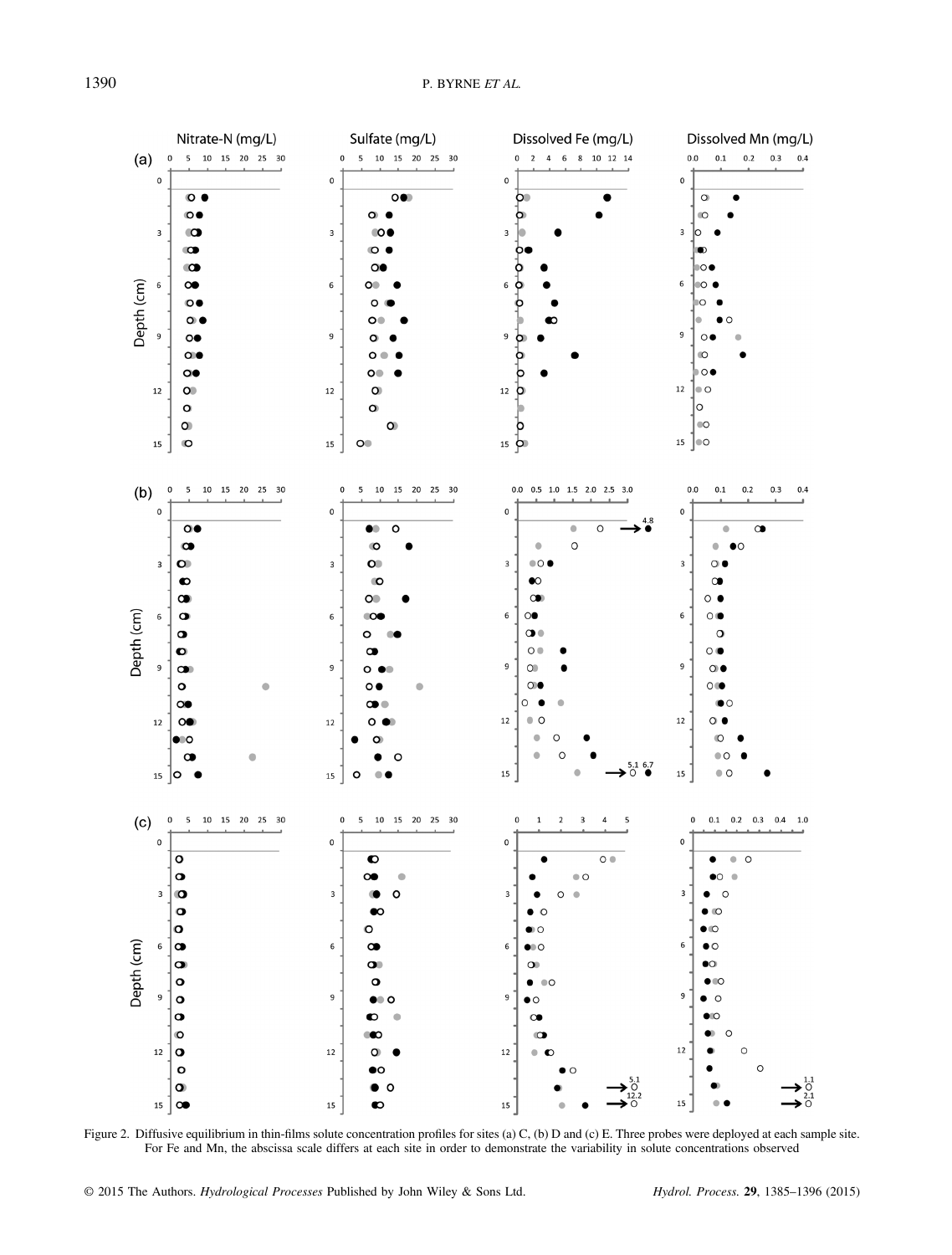Figure 2. Diffusive equilibrium in thin-films solute concentration profiles for sites (a) C, (b) D and (c) E. Three probes were deployed at each sample site. For Fe and Mn, the abscissa scale differs at each site in order to demonstrate the variability in solute concentrations observed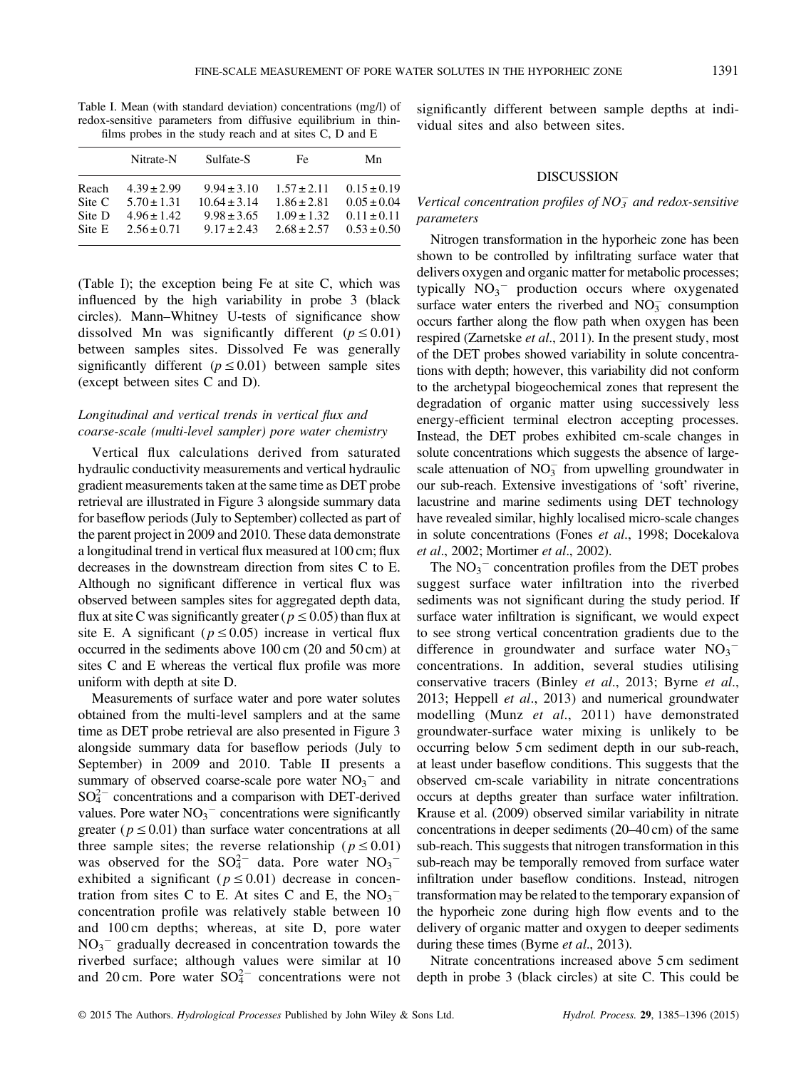Table I. Mean (with standard deviation) concentrations (mg/l) of redox-sensitive parameters from diffusive equilibrium in thin-films probes in the study reach and at sites C, D and E

| | Nitrate-N | Sulfate-S | Fe | Mn |
|---|---|---|---|---|
| Reach | 4.39 ± 2.99 | 9.94 ± 3.10 | 1.57 ± 2.11 | 0.15 ± 0.19 |
| Site C | 5.70 ± 1.31 | 10.64 ± 3.14 | 1.86 ± 2.81 | 0.05 ± 0.04 |
| Site D | 4.96 ± 1.42 | 9.98 ± 3.65 | 1.09 ± 1.32 | 0.11 ± 0.11 |
| Site E | 2.56 ± 0.71 | 9.17 ± 2.43 | 2.68 ± 2.57 | 0.53 ± 0.50 |

(Table I); the exception being Fe at site C, which was influenced by the high variability in probe 3 (black circles). Mann–Whitney U-tests of significance show dissolved Mn was significantly different ($p \leq 0.01$) between samples sites. Dissolved Fe was generally significantly different ($p \leq 0.01$) between sample sites (except between sites C and D).

### *Longitudinal and vertical trends in vertical flux and coarse-scale (multi-level sampler) pore water chemistry*

Vertical flux calculations derived from saturated hydraulic conductivity measurements and vertical hydraulic gradient measurements taken at the same time as DET probe retrieval are illustrated in Figure 3 alongside summary data for baseflow periods (July to September) collected as part of the parent project in 2009 and 2010. These data demonstrate a longitudinal trend in vertical flux measured at 100 cm; flux decreases in the downstream direction from sites C to E. Although no significant difference in vertical flux was observed between samples sites for aggregated depth data, flux at site C was significantly greater ($p \leq 0.05$) than flux at site E. A significant ($p \leq 0.05$) increase in vertical flux occurred in the sediments above 100 cm (20 and 50 cm) at sites C and E whereas the vertical flux profile was more uniform with depth at site D.

Measurements of surface water and pore water solutes obtained from the multi-level samplers and at the same time as DET probe retrieval are also presented in Figure 3 alongside summary data for baseflow periods (July to September) in 2009 and 2010. Table II presents a summary of observed coarse-scale pore water $NO_3^-$ and $SO_4^{2-}$ concentrations and a comparison with DET-derived values. Pore water $NO_3^-$ concentrations were significantly greater ($p \leq 0.01$) than surface water concentrations at all three sample sites; the reverse relationship ($p \leq 0.01$) was observed for the $SO_4^{2-}$ data. Pore water $NO_3^-$ exhibited a significant ($p \leq 0.01$) decrease in concentration from sites C to E. At sites C and E, the $NO_3^-$ concentration profile was relatively stable between 10 and 100 cm depths; whereas, at site D, pore water $NO_3^-$ gradually decreased in concentration towards the riverbed surface; although values were similar at 10 and 20 cm. Pore water $SO_4^{2-}$ concentrations were not significantly different between sample depths at individual sites and also between sites.

## DISCUSSION

### *Vertical concentration profiles of $NO_3^-$ and redox-sensitive parameters*

Nitrogen transformation in the hyporheic zone has been shown to be controlled by infiltrating surface water that delivers oxygen and organic matter for metabolic processes; typically $NO_3^-$ production occurs where oxygenated surface water enters the riverbed and $NO_3^-$ consumption occurs farther along the flow path when oxygen has been respired (Zarnetske *et al*., 2011). In the present study, most of the DET probes showed variability in solute concentrations with depth; however, this variability did not conform to the archetypal biogeochemical zones that represent the degradation of organic matter using successively less energy-efficient terminal electron accepting processes. Instead, the DET probes exhibited cm-scale changes in solute concentrations which suggests the absence of large-scale attenuation of $NO_3^-$ from upwelling groundwater in our sub-reach. Extensive investigations of 'soft' riverine, lacustrine and marine sediments using DET technology have revealed similar, highly localised micro-scale changes in solute concentrations (Fones *et al*., 1998; Docekalova *et al*., 2002; Mortimer *et al*., 2002).

The $NO_3^-$ concentration profiles from the DET probes suggest surface water infiltration into the riverbed sediments was not significant during the study period. If surface water infiltration is significant, we would expect to see strong vertical concentration gradients due to the difference in groundwater and surface water $NO_3^-$ concentrations. In addition, several studies utilising conservative tracers (Binley *et al*., 2013; Byrne *et al*., 2013; Heppell *et al*., 2013) and numerical groundwater modelling (Munz *et al*., 2011) have demonstrated groundwater-surface water mixing is unlikely to be occurring below 5 cm sediment depth in our sub-reach, at least under baseflow conditions. This suggests that the observed cm-scale variability in nitrate concentrations occurs at depths greater than surface water infiltration. Krause et al. (2009) observed similar variability in nitrate concentrations in deeper sediments (20–40 cm) of the same sub-reach. This suggests that nitrogen transformation in this sub-reach may be temporally removed from surface water infiltration under baseflow conditions. Instead, nitrogen transformation may be related to the temporary expansion of the hyporheic zone during high flow events and to the delivery of organic matter and oxygen to deeper sediments during these times (Byrne *et al*., 2013).

Nitrate concentrations increased above 5 cm sediment depth in probe 3 (black circles) at site C. This could be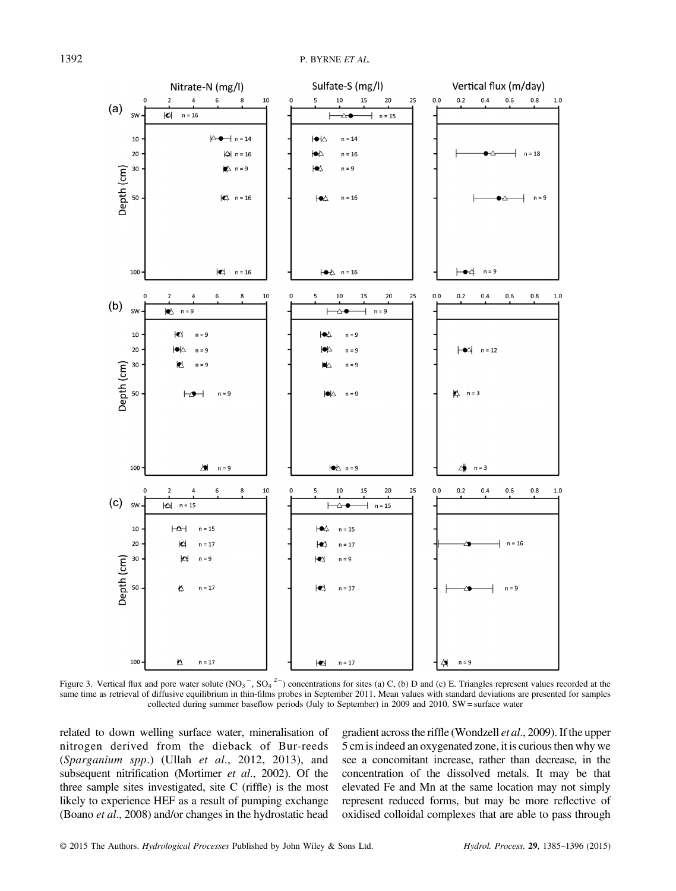Figure 3. Vertical flux and pore water solute ($NO_3^-$, $SO_4^{2-}$) concentrations for sites (a) C, (b) D and (c) E. Triangles represent values recorded at the same time as retrieval of diffusive equilibrium in thin-films probes in September 2011. Mean values with standard deviations are presented for samples collected during summer baseflow periods (July to September) in 2009 and 2010. SW = surface water

related to down welling surface water, mineralisation of nitrogen derived from the dieback of Bur-reeds (*Sparganium spp*.) (Ullah *et al*., 2012, 2013), and subsequent nitrification (Mortimer *et al*., 2002). Of the three sample sites investigated, site C (riffle) is the most likely to experience HEF as a result of pumping exchange (Boano *et al*., 2008) and/or changes in the hydrostatic head gradient across the riffle (Wondzell *et al*., 2009). If the upper 5 cm is indeed an oxygenated zone, it is curious then why we see a concomitant increase, rather than decrease, in the concentration of the dissolved metals. It may be that elevated Fe and Mn at the same location may not simply represent reduced forms, but may be more reflective of oxidised colloidal complexes that are able to pass through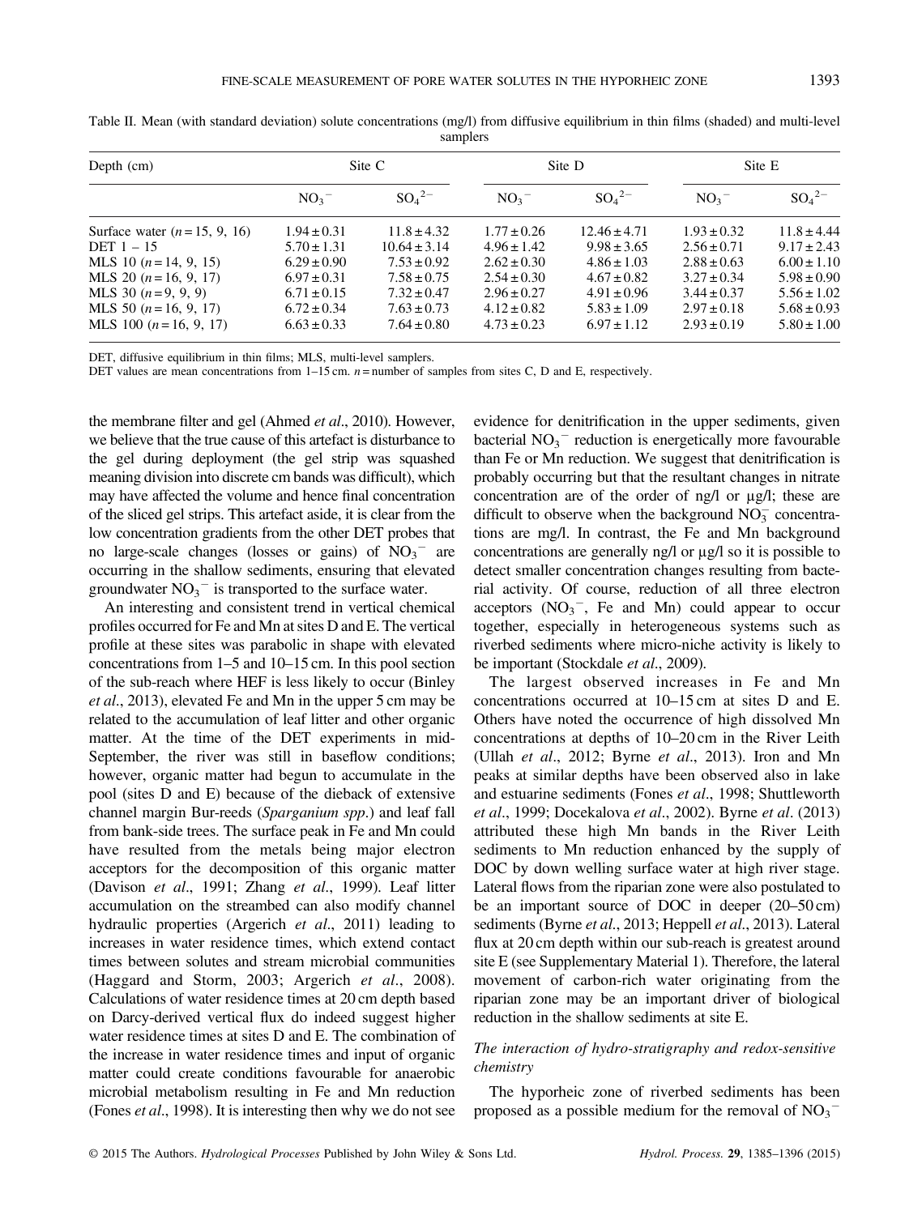Table II. Mean (with standard deviation) solute concentrations (mg/l) from diffusive equilibrium in thin films (shaded) and multi-level samplers

| Depth (cm) | Site C | | Site D | | Site E | |
|---|---|---|---|---|---|---|
| | $NO_3^-$ | $SO_4^{2-}$ | $NO_3^-$ | $SO_4^{2-}$ | $NO_3^-$ | $SO_4^{2-}$ |
| Surface water ($n = 15, 9, 16$) | 1.94 ± 0.31 | 11.8 ± 4.32 | 1.77 ± 0.26 | 12.46 ± 4.71 | 1.93 ± 0.32 | 11.8 ± 4.44 |
| DET 1 – 15 | 5.70 ± 1.31 | 10.64 ± 3.14 | 4.96 ± 1.42 | 9.98 ± 3.65 | 2.56 ± 0.71 | 9.17 ± 2.43 |
| MLS 10 ($n = 14, 9, 15$) | 6.29 ± 0.90 | 7.53 ± 0.92 | 2.62 ± 0.30 | 4.86 ± 1.03 | 2.88 ± 0.63 | 6.00 ± 1.10 |
| MLS 20 ($n = 16, 9, 17$) | 6.97 ± 0.31 | 7.58 ± 0.75 | 2.54 ± 0.30 | 4.67 ± 0.82 | 3.27 ± 0.34 | 5.98 ± 0.90 |
| MLS 30 ($n = 9, 9, 9$) | 6.71 ± 0.15 | 7.32 ± 0.47 | 2.96 ± 0.27 | 4.91 ± 0.96 | 3.44 ± 0.37 | 5.56 ± 1.02 |
| MLS 50 ($n = 16, 9, 17$) | 6.72 ± 0.34 | 7.63 ± 0.73 | 4.12 ± 0.82 | 5.83 ± 1.09 | 2.97 ± 0.18 | 5.68 ± 0.93 |
| MLS 100 ($n = 16, 9, 17$) | 6.63 ± 0.33 | 7.64 ± 0.80 | 4.73 ± 0.23 | 6.97 ± 1.12 | 2.93 ± 0.19 | 5.80 ± 1.00 |

DET, diffusive equilibrium in thin films; MLS, multi-level samplers.
DET values are mean concentrations from 1–15 cm. $n$ = number of samples from sites C, D and E, respectively.

the membrane filter and gel (Ahmed *et al*., 2010). However, we believe that the true cause of this artefact is disturbance to the gel during deployment (the gel strip was squashed meaning division into discrete cm bands was difficult), which may have affected the volume and hence final concentration of the sliced gel strips. This artefact aside, it is clear from the low concentration gradients from the other DET probes that no large-scale changes (losses or gains) of $NO_3^-$ are occurring in the shallow sediments, ensuring that elevated groundwater $NO_3^-$ is transported to the surface water.

An interesting and consistent trend in vertical chemical profiles occurred for Fe and Mn at sites D and E. The vertical profile at these sites was parabolic in shape with elevated concentrations from 1–5 and 10–15 cm. In this pool section of the sub-reach where HEF is less likely to occur (Binley *et al*., 2013), elevated Fe and Mn in the upper 5 cm may be related to the accumulation of leaf litter and other organic matter. At the time of the DET experiments in mid-September, the river was still in baseflow conditions; however, organic matter had begun to accumulate in the pool (sites D and E) because of the dieback of extensive channel margin Bur-reeds (*Sparganium spp*.) and leaf fall from bank-side trees. The surface peak in Fe and Mn could have resulted from the metals being major electron acceptors for the decomposition of this organic matter (Davison *et al*., 1991; Zhang *et al*., 1999). Leaf litter accumulation on the streambed can also modify channel hydraulic properties (Argerich *et al*., 2011) leading to increases in water residence times, which extend contact times between solutes and stream microbial communities (Haggard and Storm, 2003; Argerich *et al*., 2008). Calculations of water residence times at 20 cm depth based on Darcy-derived vertical flux do indeed suggest higher water residence times at sites D and E. The combination of the increase in water residence times and input of organic matter could create conditions favourable for anaerobic microbial metabolism resulting in Fe and Mn reduction (Fones *et al*., 1998). It is interesting then why we do not see evidence for denitrification in the upper sediments, given bacterial $NO_3^-$ reduction is energetically more favourable than Fe or Mn reduction. We suggest that denitrification is probably occurring but that the resultant changes in nitrate concentration are of the order of ng/l or µg/l; these are difficult to observe when the background $NO_3^-$ concentrations are mg/l. In contrast, the Fe and Mn background concentrations are generally ng/l or µg/l so it is possible to detect smaller concentration changes resulting from bacterial activity. Of course, reduction of all three electron acceptors ($NO_3^-$, Fe and Mn) could appear to occur together, especially in heterogeneous systems such as riverbed sediments where micro-niche activity is likely to be important (Stockdale *et al*., 2009).

The largest observed increases in Fe and Mn concentrations occurred at 10–15 cm at sites D and E. Others have noted the occurrence of high dissolved Mn concentrations at depths of 10–20 cm in the River Leith (Ullah *et al*., 2012; Byrne *et al*., 2013). Iron and Mn peaks at similar depths have been observed also in lake and estuarine sediments (Fones *et al*., 1998; Shuttleworth *et al*., 1999; Docekalova *et al*., 2002). Byrne *et al*. (2013) attributed these high Mn bands in the River Leith sediments to Mn reduction enhanced by the supply of DOC by down welling surface water at high river stage. Lateral flows from the riparian zone were also postulated to be an important source of DOC in deeper (20–50 cm) sediments (Byrne *et al*., 2013; Heppell *et al*., 2013). Lateral flux at 20 cm depth within our sub-reach is greatest around site E (see Supplementary Material 1). Therefore, the lateral movement of carbon-rich water originating from the riparian zone may be an important driver of biological reduction in the shallow sediments at site E.

### *The interaction of hydro-stratigraphy and redox-sensitive chemistry*

The hyporheic zone of riverbed sediments has been proposed as a possible medium for the removal of $NO_3^-$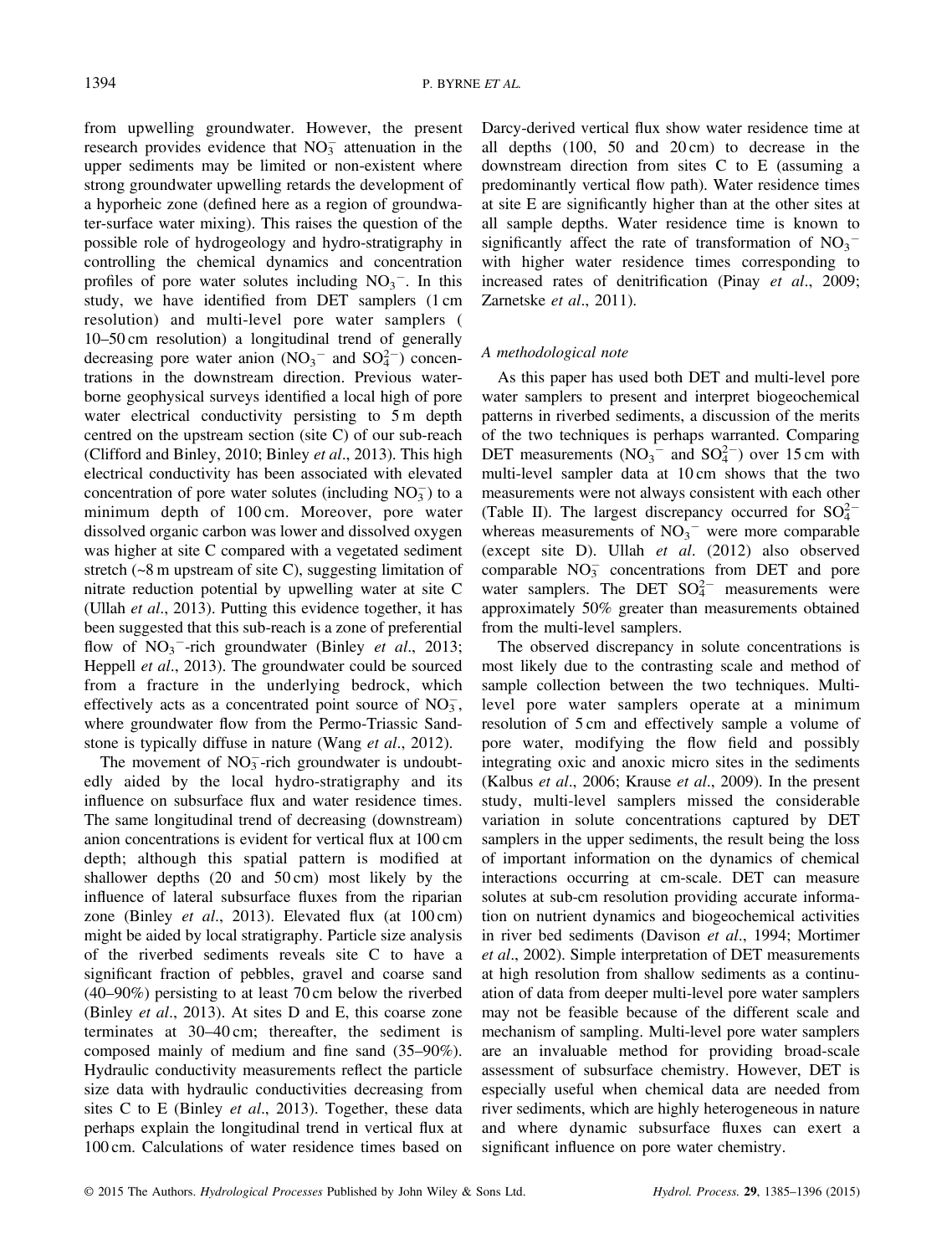from upwelling groundwater. However, the present research provides evidence that $NO_3^-$ attenuation in the upper sediments may be limited or non-existent where strong groundwater upwelling retards the development of a hyporheic zone (defined here as a region of groundwater-surface water mixing). This raises the question of the possible role of hydrogeology and hydro-stratigraphy in controlling the chemical dynamics and concentration profiles of pore water solutes including $NO_3^-$. In this study, we have identified from DET samplers (1 cm resolution) and multi-level pore water samplers ( 10–50 cm resolution) a longitudinal trend of generally decreasing pore water anion ($NO_3^-$ and $SO_4^{2-}$) concentrations in the downstream direction. Previous waterborne geophysical surveys identified a local high of pore water electrical conductivity persisting to 5 m depth centred on the upstream section (site C) of our sub-reach (Clifford and Binley, 2010; Binley *et al*., 2013). This high electrical conductivity has been associated with elevated concentration of pore water solutes (including $NO_3^-$) to a minimum depth of 100 cm. Moreover, pore water dissolved organic carbon was lower and dissolved oxygen was higher at site C compared with a vegetated sediment stretch (~8 m upstream of site C), suggesting limitation of nitrate reduction potential by upwelling water at site C (Ullah *et al*., 2013). Putting this evidence together, it has been suggested that this sub-reach is a zone of preferential flow of $NO_3^-$-rich groundwater (Binley *et al*., 2013; Heppell *et al*., 2013). The groundwater could be sourced from a fracture in the underlying bedrock, which effectively acts as a concentrated point source of $NO_3^-$, where groundwater flow from the Permo-Triassic Sandstone is typically diffuse in nature (Wang *et al*., 2012).

The movement of $NO_3^-$-rich groundwater is undoubtedly aided by the local hydro-stratigraphy and its influence on subsurface flux and water residence times. The same longitudinal trend of decreasing (downstream) anion concentrations is evident for vertical flux at 100 cm depth; although this spatial pattern is modified at shallower depths (20 and 50 cm) most likely by the influence of lateral subsurface fluxes from the riparian zone (Binley *et al*., 2013). Elevated flux (at 100 cm) might be aided by local stratigraphy. Particle size analysis of the riverbed sediments reveals site C to have a significant fraction of pebbles, gravel and coarse sand (40–90%) persisting to at least 70 cm below the riverbed (Binley *et al*., 2013). At sites D and E, this coarse zone terminates at 30–40 cm; thereafter, the sediment is composed mainly of medium and fine sand (35–90%). Hydraulic conductivity measurements reflect the particle size data with hydraulic conductivities decreasing from sites C to E (Binley *et al*., 2013). Together, these data perhaps explain the longitudinal trend in vertical flux at 100 cm. Calculations of water residence times based on Darcy-derived vertical flux show water residence time at all depths (100, 50 and 20 cm) to decrease in the downstream direction from sites C to E (assuming a predominantly vertical flow path). Water residence times at site E are significantly higher than at the other sites at all sample depths. Water residence time is known to significantly affect the rate of transformation of $NO_3^-$ with higher water residence times corresponding to increased rates of denitrification (Pinay *et al*., 2009; Zarnetske *et al*., 2011).

### *A methodological note*

As this paper has used both DET and multi-level pore water samplers to present and interpret biogeochemical patterns in riverbed sediments, a discussion of the merits of the two techniques is perhaps warranted. Comparing DET measurements ($NO_3^-$ and $SO_4^{2-}$) over 15 cm with multi-level sampler data at 10 cm shows that the two measurements were not always consistent with each other (Table II). The largest discrepancy occurred for $SO_4^{2-}$ whereas measurements of $NO_3^-$ were more comparable (except site D). Ullah *et al*. (2012) also observed comparable $NO_3^-$ concentrations from DET and pore water samplers. The DET $SO_4^{2-}$ measurements were approximately 50% greater than measurements obtained from the multi-level samplers.

The observed discrepancy in solute concentrations is most likely due to the contrasting scale and method of sample collection between the two techniques. Multi-level pore water samplers operate at a minimum resolution of 5 cm and effectively sample a volume of pore water, modifying the flow field and possibly integrating oxic and anoxic micro sites in the sediments (Kalbus *et al*., 2006; Krause *et al*., 2009). In the present study, multi-level samplers missed the considerable variation in solute concentrations captured by DET samplers in the upper sediments, the result being the loss of important information on the dynamics of chemical interactions occurring at cm-scale. DET can measure solutes at sub-cm resolution providing accurate information on nutrient dynamics and biogeochemical activities in river bed sediments (Davison *et al*., 1994; Mortimer *et al*., 2002). Simple interpretation of DET measurements at high resolution from shallow sediments as a continuation of data from deeper multi-level pore water samplers may not be feasible because of the different scale and mechanism of sampling. Multi-level pore water samplers are an invaluable method for providing broad-scale assessment of subsurface chemistry. However, DET is especially useful when chemical data are needed from river sediments, which are highly heterogeneous in nature and where dynamic subsurface fluxes can exert a significant influence on pore water chemistry.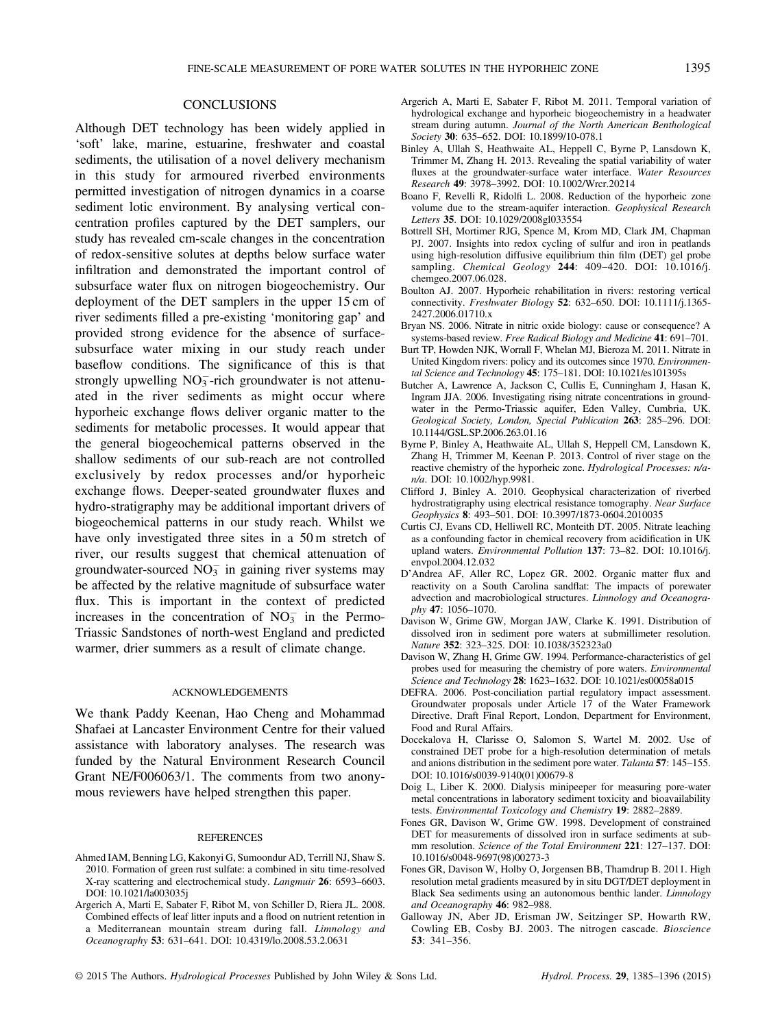## CONCLUSIONS

Although DET technology has been widely applied in 'soft' lake, marine, estuarine, freshwater and coastal sediments, the utilisation of a novel delivery mechanism in this study for armoured riverbed environments permitted investigation of nitrogen dynamics in a coarse sediment lotic environment. By analysing vertical concentration profiles captured by the DET samplers, our study has revealed cm-scale changes in the concentration of redox-sensitive solutes at depths below surface water infiltration and demonstrated the important control of subsurface water flux on nitrogen biogeochemistry. Our deployment of the DET samplers in the upper 15 cm of river sediments filled a pre-existing 'monitoring gap' and provided strong evidence for the absence of surface-subsurface water mixing in our study reach under baseflow conditions. The significance of this is that strongly upwelling $NO_3^-$-rich groundwater is not attenuated in the river sediments as might occur where hyporheic exchange flows deliver organic matter to the sediments for metabolic processes. It would appear that the general biogeochemical patterns observed in the shallow sediments of our sub-reach are not controlled exclusively by redox processes and/or hyporheic exchange flows. Deeper-seated groundwater fluxes and hydro-stratigraphy may be additional important drivers of biogeochemical patterns in our study reach. Whilst we have only investigated three sites in a 50 m stretch of river, our results suggest that chemical attenuation of groundwater-sourced $NO_3^-$ in gaining river systems may be affected by the relative magnitude of subsurface water flux. This is important in the context of predicted increases in the concentration of $NO_3^-$ in the Permo-Triassic Sandstones of north-west England and predicted warmer, drier summers as a result of climate change.

## ACKNOWLEDGEMENTS

We thank Paddy Keenan, Hao Cheng and Mohammad Shafaei at Lancaster Environment Centre for their valued assistance with laboratory analyses. The research was funded by the Natural Environment Research Council Grant NE/F006063/1. The comments from two anonymous reviewers have helped strengthen this paper.

## REFERENCES

Ahmed IAM, Benning LG, Kakonyi G, Sumoondur AD, Terrill NJ, Shaw S. 2010. Formation of green rust sulfate: a combined in situ time-resolved X-ray scattering and electrochemical study. *Langmuir* **26**: 6593–6603. DOI: 10.1021/la003035j

Argerich A, Marti E, Sabater F, Ribot M, von Schiller D, Riera JL. 2008. Combined effects of leaf litter inputs and a flood on nutrient retention in a Mediterranean mountain stream during fall. *Limnology and Oceanography* **53**: 631–641. DOI: 10.4319/lo.2008.53.2.0631

Argerich A, Marti E, Sabater F, Ribot M. 2011. Temporal variation of hydrological exchange and hyporheic biogeochemistry in a headwater stream during autumn. *Journal of the North American Benthological Society* **30**: 635–652. DOI: 10.1899/10-078.1

Binley A, Ullah S, Heathwaite AL, Heppell C, Byrne P, Lansdown K, Trimmer M, Zhang H. 2013. Revealing the spatial variability of water fluxes at the groundwater-surface water interface. *Water Resources Research* **49**: 3978–3992. DOI: 10.1002/Wrcr.20214

Boano F, Revelli R, Ridolfi L. 2008. Reduction of the hyporheic zone volume due to the stream-aquifer interaction. *Geophysical Research Letters* **35**. DOI: 10.1029/2008gl033554

Bottrell SH, Mortimer RJG, Spence M, Krom MD, Clark JM, Chapman PJ. 2007. Insights into redox cycling of sulfur and iron in peatlands using high-resolution diffusive equilibrium thin film (DET) gel probe sampling. *Chemical Geology* **244**: 409–420. DOI: 10.1016/j.chemgeo.2007.06.028.

Boulton AJ. 2007. Hyporheic rehabilitation in rivers: restoring vertical connectivity. *Freshwater Biology* **52**: 632–650. DOI: 10.1111/j.1365-2427.2006.01710.x

Bryan NS. 2006. Nitrate in nitric oxide biology: cause or consequence? A systems-based review. *Free Radical Biology and Medicine* **41**: 691–701.

Burt TP, Howden NJK, Worrall F, Whelan MJ, Bieroza M. 2011. Nitrate in United Kingdom rivers: policy and its outcomes since 1970. *Environmental Science and Technology* **45**: 175–181. DOI: 10.1021/es101395s

Butcher A, Lawrence A, Jackson C, Cullis E, Cunningham J, Hasan K, Ingram JJA. 2006. Investigating rising nitrate concentrations in groundwater in the Permo-Triassic aquifer, Eden Valley, Cumbria, UK. *Geological Society, London, Special Publication* **263**: 285–296. DOI: 10.1144/GSL.SP.2006.263.01.16

Byrne P, Binley A, Heathwaite AL, Ullah S, Heppell CM, Lansdown K, Zhang H, Trimmer M, Keenan P. 2013. Control of river stage on the reactive chemistry of the hyporheic zone. *Hydrological Processes: n/a-n/a*. DOI: 10.1002/hyp.9981.

Clifford J, Binley A. 2010. Geophysical characterization of riverbed hydrostratigraphy using electrical resistance tomography. *Near Surface Geophysics* **8**: 493–501. DOI: 10.3997/1873-0604.2010035

Curtis CJ, Evans CD, Helliwell RC, Monteith DT. 2005. Nitrate leaching as a confounding factor in chemical recovery from acidification in UK upland waters. *Environmental Pollution* **137**: 73–82. DOI: 10.1016/j.envpol.2004.12.032

D'Andrea AF, Aller RC, Lopez GR. 2002. Organic matter flux and reactivity on a South Carolina sandflat: The impacts of porewater advection and macrobiological structures. *Limnology and Oceanography* **47**: 1056–1070.

Davison W, Grime GW, Morgan JAW, Clarke K. 1991. Distribution of dissolved iron in sediment pore waters at submillimeter resolution. *Nature* **352**: 323–325. DOI: 10.1038/352323a0

Davison W, Zhang H, Grime GW. 1994. Performance-characteristics of gel probes used for measuring the chemistry of pore waters. *Environmental Science and Technology* **28**: 1623–1632. DOI: 10.1021/es00058a015

DEFRA. 2006. Post-conciliation partial regulatory impact assessment. Groundwater proposals under Article 17 of the Water Framework Directive. Draft Final Report, London, Department for Environment, Food and Rural Affairs.

Docekalova H, Clarisse O, Salomon S, Wartel M. 2002. Use of constrained DET probe for a high-resolution determination of metals and anions distribution in the sediment pore water. *Talanta* **57**: 145–155. DOI: 10.1016/s0039-9140(01)00679-8

Doig L, Liber K. 2000. Dialysis minipeeper for measuring pore-water metal concentrations in laboratory sediment toxicity and bioavailability tests. *Environmental Toxicology and Chemistry* **19**: 2882–2889.

Fones GR, Davison W, Grime GW. 1998. Development of constrained DET for measurements of dissolved iron in surface sediments at sub-mm resolution. *Science of the Total Environment* **221**: 127–137. DOI: 10.1016/s0048-9697(98)00273-3

Fones GR, Davison W, Holby O, Jorgensen BB, Thamdrup B. 2011. High resolution metal gradients measured by in situ DGT/DET deployment in Black Sea sediments using an autonomous benthic lander. *Limnology and Oceanography* **46**: 982–988.

Galloway JN, Aber JD, Erisman JW, Seitzinger SP, Howarth RW, Cowling EB, Cosby BJ. 2003. The nitrogen cascade. *Bioscience* **53**: 341–356.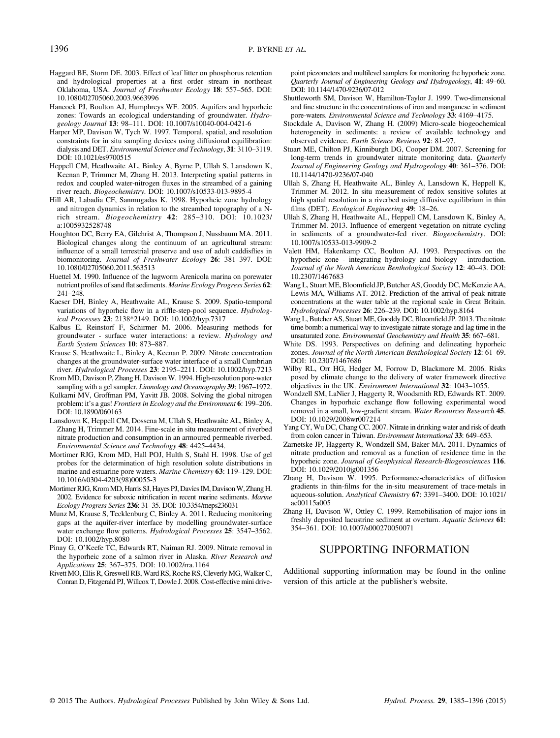Haggard BE, Storm DE. 2003. Effect of leaf litter on phosphorus retention and hydrological properties at a first order stream in northeast Oklahoma, USA. *Journal of Freshwater Ecology* **18**: 557–565. DOI: 10.1080/02705060.2003.9663996

Hancock PJ, Boulton AJ, Humphreys WF. 2005. Aquifers and hyporheic zones: Towards an ecological understanding of groundwater. *Hydrogeology Journal* **13**: 98–111. DOI: 10.1007/s10040-004-0421-6

Harper MP, Davison W, Tych W. 1997. Temporal, spatial, and resolution constraints for in situ sampling devices using diffusional equilibration: dialysis and DET. *Environmental Science and Technology*, **31**: 3110–3119. DOI: 10.1021/es9700515

Heppell CM, Heathwaite AL, Binley A, Byrne P, Ullah S, Lansdown K, Keenan P, Trimmer M, Zhang H. 2013. Interpreting spatial patterns in redox and coupled water-nitrogen fluxes in the streambed of a gaining river reach. *Biogeochemistry*. DOI: 10.1007/s10533-013-9895-4

Hill AR, Labadia CF, Sanmugadas K. 1998. Hyporheic zone hydrology and nitrogen dynamics in relation to the streambed topography of a N-rich stream. *Biogeochemistry* **42**: 285–310. DOI: 10.1023/a:1005932528748

Houghton DC, Berry EA, Gilchrist A, Thompson J, Nussbaum MA. 2011. Biological changes along the continuum of an agricultural stream: influence of a small terrestrial preserve and use of adult caddisflies in biomonitoring. *Journal of Freshwater Ecology* **26**: 381–397. DOI: 10.1080/02705060.2011.563513

Huettel M. 1990. Influence of the lugworm Arenicola marina on porewater nutrient profiles of sand flat sediments. *Marine Ecology Progress Series* **62**: 241–248.

Kaeser DH, Binley A, Heathwaite AL, Krause S. 2009. Spatio-temporal variations of hyporheic flow in a riffle-step-pool sequence. *Hydrological Processes* **23**: 2138*2149. DOI: 10.1002/hyp.7317

Kalbus E, Reinstorf F, Schirmer M. 2006. Measuring methods for groundwater - surface water interactions: a review. *Hydrology and Earth System Sciences* **10**: 873–887.

Krause S, Heathwaite L, Binley A, Keenan P. 2009. Nitrate concentration changes at the groundwater-surface water interface of a small Cumbrian river. *Hydrological Processes* **23**: 2195–2211. DOI: 10.1002/hyp.7213

Krom MD, Davison P, Zhang H, Davison W. 1994. High-resolution pore-water sampling with a gel sampler. *Limnology and Oceanography* **39**: 1967–1972.

Kulkarni MV, Groffman PM, Yavitt JB. 2008. Solving the global nitrogen problem: it's a gas! *Frontiers in Ecology and the Environment* **6**: 199–206. DOI: 10.1890/060163

Lansdown K, Heppell CM, Dossena M, Ullah S, Heathwaite AL, Binley A, Zhang H, Trimmer M. 2014. Fine-scale in situ measurement of riverbed nitrate production and consumption in an armoured permeable riverbed. *Environmental Science and Technology* **48**: 4425–4434.

Mortimer RJG, Krom MD, Hall POJ, Hulth S, Stahl H. 1998. Use of gel probes for the determination of high resolution solute distributions in marine and estuarine pore waters. *Marine Chemistry* **63**: 119–129. DOI: 10.1016/s0304-4203(98)00055-3

Mortimer RJG, Krom MD, Harris SJ, Hayes PJ, Davies IM, Davison W, Zhang H. 2002. Evidence for suboxic nitrification in recent marine sediments. *Marine Ecology Progress Series* **236**: 31–35. DOI: 10.3354/meps236031

Munz M, Krause S, Tecklenburg C, Binley A. 2011. Reducing monitoring gaps at the aquifer-river interface by modelling groundwater-surface water exchange flow patterns. *Hydrological Processes* **25**: 3547–3562. DOI: 10.1002/hyp.8080

Pinay G, O'Keefe TC, Edwards RT, Naiman RJ. 2009. Nitrate removal in the hyporheic zone of a salmon river in Alaska. *River Research and Applications* **25**: 367–375. DOI: 10.1002/rra.1164

Rivett MO, Ellis R, Greswell RB, Ward RS, Roche RS, Cleverly MG, Walker C, Conran D, Fitzgerald PJ, Willcox T, Dowle J. 2008. Cost-effective mini drive-point piezometers and multilevel samplers for monitoring the hyporheic zone. *Quarterly Journal of Engineering Geology and Hydrogeology*, **41**: 49–60. DOI: 10.1144/1470-9236/07-012

Shuttleworth SM, Davison W, Hamilton-Taylor J. 1999. Two-dimensional and fine structure in the concentrations of iron and manganese in sediment pore-waters. *Environmental Science and Technology* **33**: 4169–4175.

Stockdale A, Davison W, Zhang H. (2009) Micro-scale biogeochemical heterogeneity in sediments: a review of available technology and observed evidence. *Earth Science Reviews* **92**: 81–97.

Stuart ME, Chilton PJ, Kinniburgh DG, Cooper DM. 2007. Screening for long-term trends in groundwater nitrate monitoring data. *Quarterly Journal of Engineering Geology and Hydrogeology* **40**: 361–376. DOI: 10.1144/1470-9236/07-040

Ullah S, Zhang H, Heathwaite AL, Binley A, Lansdown K, Heppell K, Trimmer M. 2012. In situ measurement of redox sensitive solutes at high spatial resolution in a riverbed using diffusive equilibrium in thin films (DET). *Ecological Engineering* **49**: 18–26.

Ullah S, Zhang H, Heathwaite AL, Heppell CM, Lansdown K, Binley A, Trimmer M. 2013. Influence of emergent vegetation on nitrate cycling in sediments of a groundwater-fed river. *Biogeochemistry*. DOI: 10.1007/s10533-013-9909-2

Valett HM, Hakenkamp CC, Boulton AJ. 1993. Perspectives on the hyporheic zone - integrating hydrology and biology - introduction. *Journal of the North American Benthological Society* **12**: 40–43. DOI: 10.2307/1467683

Wang L, Stuart ME, Bloomfield JP, Butcher AS, Gooddy DC, McKenzie AA, Lewis MA, Williams AT. 2012. Prediction of the arrival of peak nitrate concentrations at the water table at the regional scale in Great Britain. *Hydrological Processes* **26**: 226–239. DOI: 10.1002/hyp.8164

Wang L, Butcher AS, Stuart ME, Gooddy DC, Bloomfield JP. 2013. The nitrate time bomb: a numerical way to investigate nitrate storage and lag time in the unsaturated zone. *Environmental Geochemistry and Health* **35**: 667–681.

White DS. 1993. Perspectives on defining and delineating hyporheic zones. *Journal of the North American Benthological Society* **12**: 61–69. DOI: 10.2307/1467686

Wilby RL, Orr HG, Hedger M, Forrow D, Blackmore M. 2006. Risks posed by climate change to the delivery of water framework directive objectives in the UK. *Environment International* **32**: 1043–1055.

Wondzell SM, LaNier J, Haggerty R, Woodsmith RD, Edwards RT. 2009. Changes in hyporheic exchange flow following experimental wood removal in a small, low-gradient stream. *Water Resources Research* **45**. DOI: 10.1029/2008wr007214

Yang CY, Wu DC, Chang CC. 2007. Nitrate in drinking water and risk of death from colon cancer in Taiwan. *Environment International* **33**: 649–653.

Zarnetske JP, Haggerty R, Wondzell SM, Baker MA. 2011. Dynamics of nitrate production and removal as a function of residence time in the hyporheic zone. *Journal of Geophysical Research-Biogeosciences* **116**. DOI: 10.1029/2010jg001356

Zhang H, Davison W. 1995. Performance-characteristics of diffusion gradients in thin-films for the in-situ measurement of trace-metals in aqueous-solution. *Analytical Chemistry* **67**: 3391–3400. DOI: 10.1021/ac00115a005

Zhang H, Davison W, Ottley C. 1999. Remobilisation of major ions in freshly deposited lacustrine sediment at overturn. *Aquatic Sciences* **61**: 354–361. DOI: 10.1007/s000270050071

## SUPPORTING INFORMATION

Additional supporting information may be found in the online version of this article at the publisher's website.